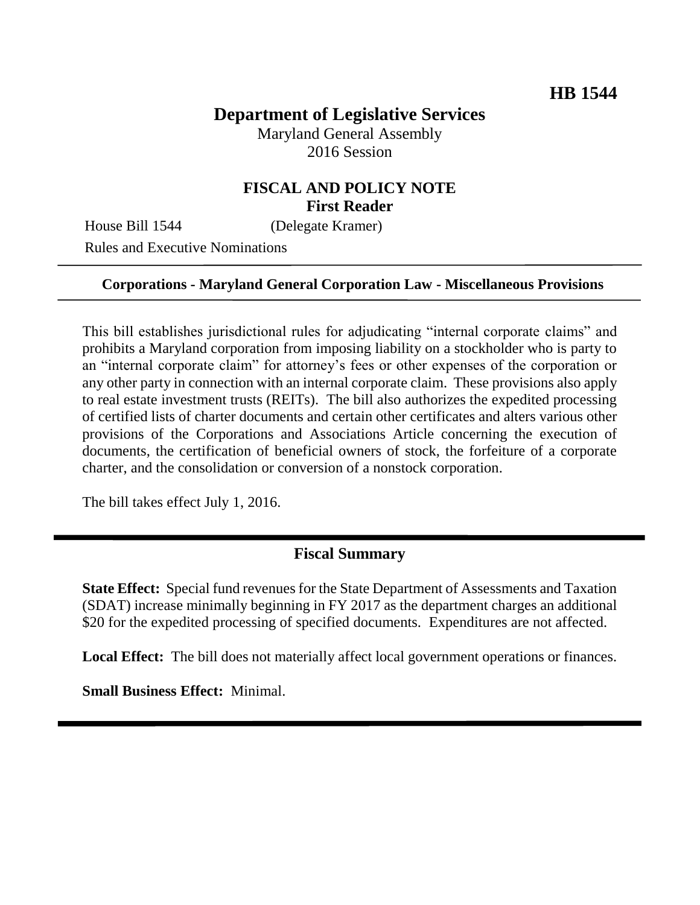**HB 1544**

# Department of Legislative Services

Maryland General Assembly
2016 Session

## FISCAL AND POLICY NOTE
**First Reader**

House Bill 1544 (Delegate Kramer)
Rules and Executive Nominations

---

**Corporations - Maryland General Corporation Law - Miscellaneous Provisions**

---

This bill establishes jurisdictional rules for adjudicating "internal corporate claims" and prohibits a Maryland corporation from imposing liability on a stockholder who is party to an "internal corporate claim" for attorney's fees or other expenses of the corporation or any other party in connection with an internal corporate claim. These provisions also apply to real estate investment trusts (REITs). The bill also authorizes the expedited processing of certified lists of charter documents and certain other certificates and alters various other provisions of the Corporations and Associations Article concerning the execution of documents, the certification of beneficial owners of stock, the forfeiture of a corporate charter, and the consolidation or conversion of a nonstock corporation.

The bill takes effect July 1, 2016.

---

## Fiscal Summary

**State Effect:** Special fund revenues for the State Department of Assessments and Taxation (SDAT) increase minimally beginning in FY 2017 as the department charges an additional $20 for the expedited processing of specified documents. Expenditures are not affected.

**Local Effect:** The bill does not materially affect local government operations or finances.

**Small Business Effect:** Minimal.

---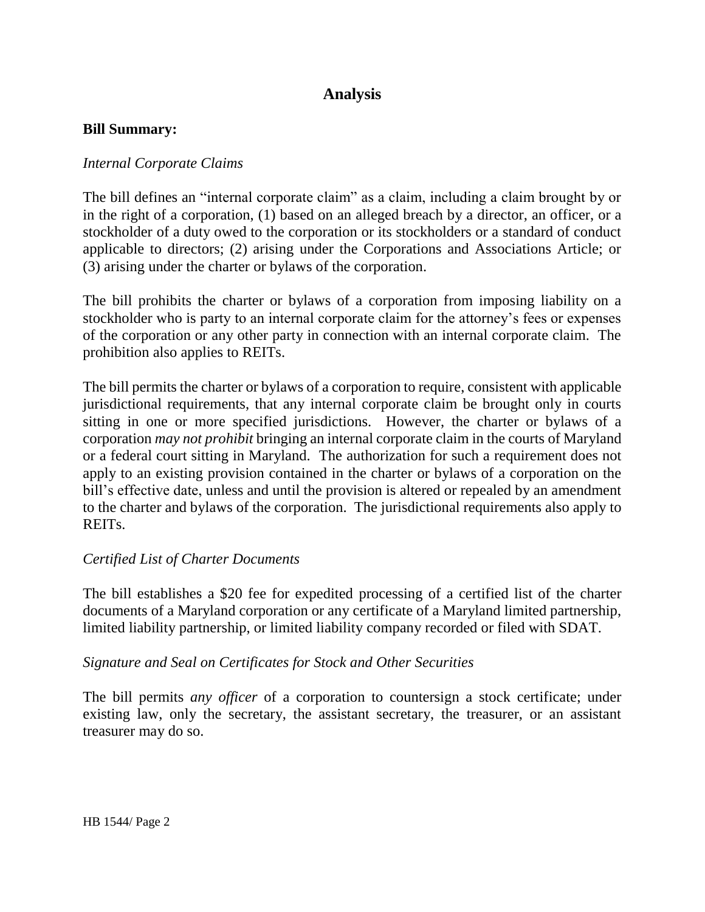# Analysis

**Bill Summary:**

*Internal Corporate Claims*

The bill defines an "internal corporate claim" as a claim, including a claim brought by or in the right of a corporation, (1) based on an alleged breach by a director, an officer, or a stockholder of a duty owed to the corporation or its stockholders or a standard of conduct applicable to directors; (2) arising under the Corporations and Associations Article; or (3) arising under the charter or bylaws of the corporation.

The bill prohibits the charter or bylaws of a corporation from imposing liability on a stockholder who is party to an internal corporate claim for the attorney's fees or expenses of the corporation or any other party in connection with an internal corporate claim. The prohibition also applies to REITs.

The bill permits the charter or bylaws of a corporation to require, consistent with applicable jurisdictional requirements, that any internal corporate claim be brought only in courts sitting in one or more specified jurisdictions. However, the charter or bylaws of a corporation *may not prohibit* bringing an internal corporate claim in the courts of Maryland or a federal court sitting in Maryland. The authorization for such a requirement does not apply to an existing provision contained in the charter or bylaws of a corporation on the bill's effective date, unless and until the provision is altered or repealed by an amendment to the charter and bylaws of the corporation. The jurisdictional requirements also apply to REITs.

*Certified List of Charter Documents*

The bill establishes a $20 fee for expedited processing of a certified list of the charter documents of a Maryland corporation or any certificate of a Maryland limited partnership, limited liability partnership, or limited liability company recorded or filed with SDAT.

*Signature and Seal on Certificates for Stock and Other Securities*

The bill permits *any officer* of a corporation to countersign a stock certificate; under existing law, only the secretary, the assistant secretary, the treasurer, or an assistant treasurer may do so.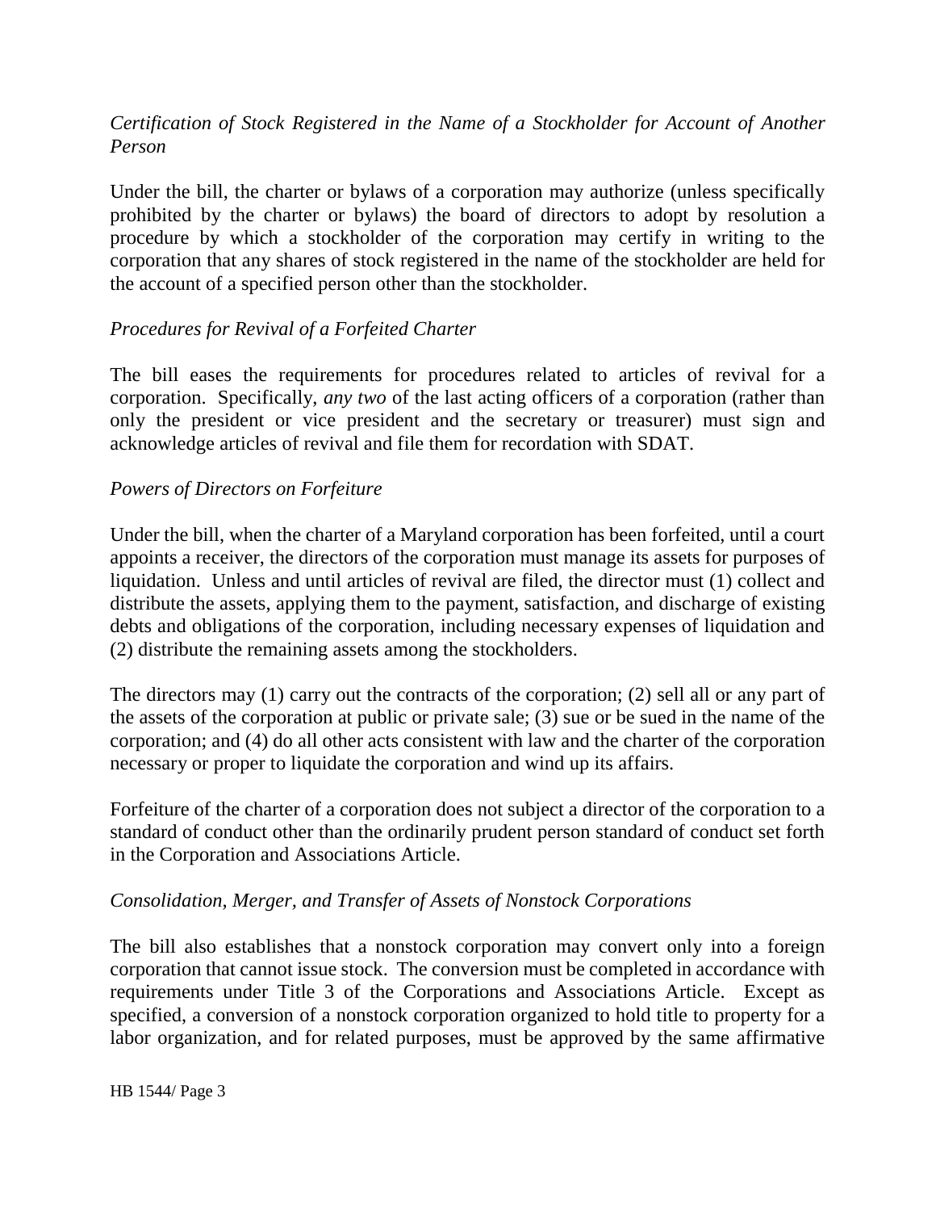*Certification of Stock Registered in the Name of a Stockholder for Account of Another Person*

Under the bill, the charter or bylaws of a corporation may authorize (unless specifically prohibited by the charter or bylaws) the board of directors to adopt by resolution a procedure by which a stockholder of the corporation may certify in writing to the corporation that any shares of stock registered in the name of the stockholder are held for the account of a specified person other than the stockholder.

*Procedures for Revival of a Forfeited Charter*

The bill eases the requirements for procedures related to articles of revival for a corporation. Specifically, *any two* of the last acting officers of a corporation (rather than only the president or vice president and the secretary or treasurer) must sign and acknowledge articles of revival and file them for recordation with SDAT.

*Powers of Directors on Forfeiture*

Under the bill, when the charter of a Maryland corporation has been forfeited, until a court appoints a receiver, the directors of the corporation must manage its assets for purposes of liquidation. Unless and until articles of revival are filed, the director must (1) collect and distribute the assets, applying them to the payment, satisfaction, and discharge of existing debts and obligations of the corporation, including necessary expenses of liquidation and (2) distribute the remaining assets among the stockholders.

The directors may (1) carry out the contracts of the corporation; (2) sell all or any part of the assets of the corporation at public or private sale; (3) sue or be sued in the name of the corporation; and (4) do all other acts consistent with law and the charter of the corporation necessary or proper to liquidate the corporation and wind up its affairs.

Forfeiture of the charter of a corporation does not subject a director of the corporation to a standard of conduct other than the ordinarily prudent person standard of conduct set forth in the Corporation and Associations Article.

*Consolidation, Merger, and Transfer of Assets of Nonstock Corporations*

The bill also establishes that a nonstock corporation may convert only into a foreign corporation that cannot issue stock. The conversion must be completed in accordance with requirements under Title 3 of the Corporations and Associations Article. Except as specified, a conversion of a nonstock corporation organized to hold title to property for a labor organization, and for related purposes, must be approved by the same affirmative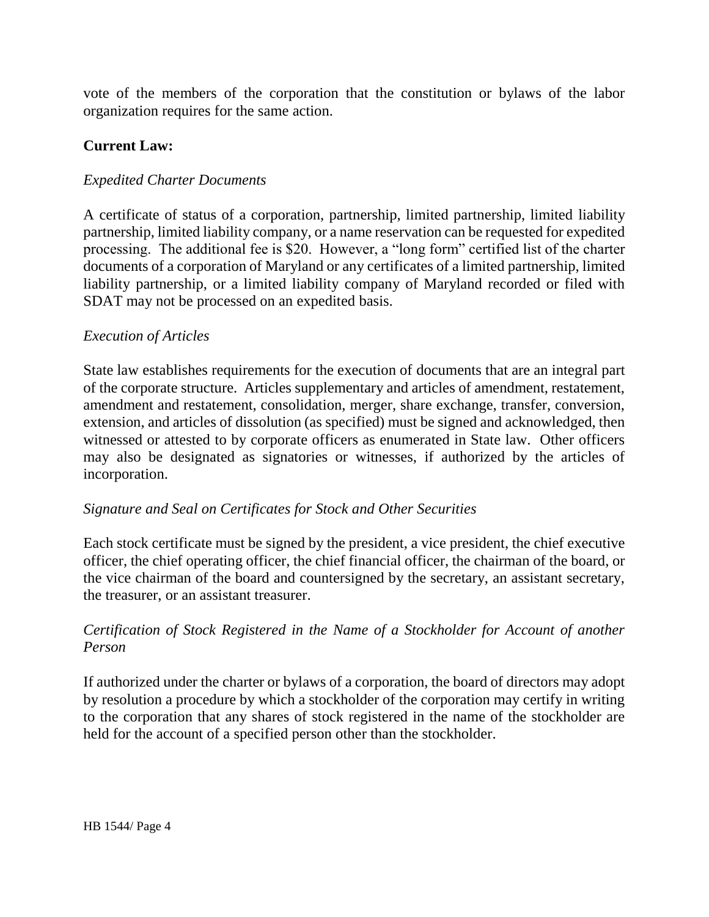vote of the members of the corporation that the constitution or bylaws of the labor organization requires for the same action.

**Current Law:**

*Expedited Charter Documents*

A certificate of status of a corporation, partnership, limited partnership, limited liability partnership, limited liability company, or a name reservation can be requested for expedited processing. The additional fee is $20. However, a "long form" certified list of the charter documents of a corporation of Maryland or any certificates of a limited partnership, limited liability partnership, or a limited liability company of Maryland recorded or filed with SDAT may not be processed on an expedited basis.

*Execution of Articles*

State law establishes requirements for the execution of documents that are an integral part of the corporate structure. Articles supplementary and articles of amendment, restatement, amendment and restatement, consolidation, merger, share exchange, transfer, conversion, extension, and articles of dissolution (as specified) must be signed and acknowledged, then witnessed or attested to by corporate officers as enumerated in State law. Other officers may also be designated as signatories or witnesses, if authorized by the articles of incorporation.

*Signature and Seal on Certificates for Stock and Other Securities*

Each stock certificate must be signed by the president, a vice president, the chief executive officer, the chief operating officer, the chief financial officer, the chairman of the board, or the vice chairman of the board and countersigned by the secretary, an assistant secretary, the treasurer, or an assistant treasurer.

*Certification of Stock Registered in the Name of a Stockholder for Account of another Person*

If authorized under the charter or bylaws of a corporation, the board of directors may adopt by resolution a procedure by which a stockholder of the corporation may certify in writing to the corporation that any shares of stock registered in the name of the stockholder are held for the account of a specified person other than the stockholder.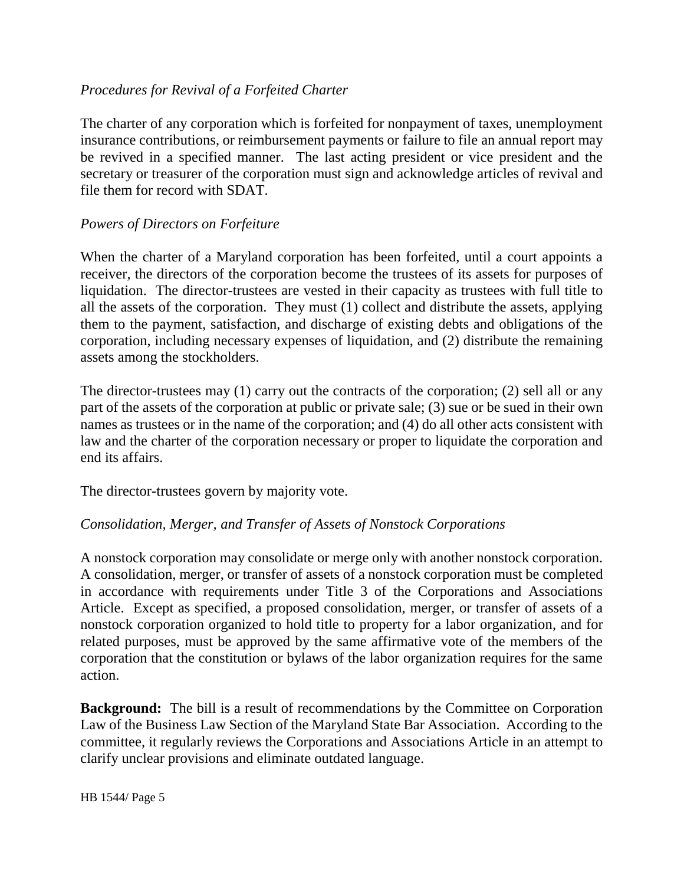*Procedures for Revival of a Forfeited Charter*

The charter of any corporation which is forfeited for nonpayment of taxes, unemployment insurance contributions, or reimbursement payments or failure to file an annual report may be revived in a specified manner. The last acting president or vice president and the secretary or treasurer of the corporation must sign and acknowledge articles of revival and file them for record with SDAT.

*Powers of Directors on Forfeiture*

When the charter of a Maryland corporation has been forfeited, until a court appoints a receiver, the directors of the corporation become the trustees of its assets for purposes of liquidation. The director-trustees are vested in their capacity as trustees with full title to all the assets of the corporation. They must (1) collect and distribute the assets, applying them to the payment, satisfaction, and discharge of existing debts and obligations of the corporation, including necessary expenses of liquidation, and (2) distribute the remaining assets among the stockholders.

The director-trustees may (1) carry out the contracts of the corporation; (2) sell all or any part of the assets of the corporation at public or private sale; (3) sue or be sued in their own names as trustees or in the name of the corporation; and (4) do all other acts consistent with law and the charter of the corporation necessary or proper to liquidate the corporation and end its affairs.

The director-trustees govern by majority vote.

*Consolidation, Merger, and Transfer of Assets of Nonstock Corporations*

A nonstock corporation may consolidate or merge only with another nonstock corporation. A consolidation, merger, or transfer of assets of a nonstock corporation must be completed in accordance with requirements under Title 3 of the Corporations and Associations Article. Except as specified, a proposed consolidation, merger, or transfer of assets of a nonstock corporation organized to hold title to property for a labor organization, and for related purposes, must be approved by the same affirmative vote of the members of the corporation that the constitution or bylaws of the labor organization requires for the same action.

**Background:** The bill is a result of recommendations by the Committee on Corporation Law of the Business Law Section of the Maryland State Bar Association. According to the committee, it regularly reviews the Corporations and Associations Article in an attempt to clarify unclear provisions and eliminate outdated language.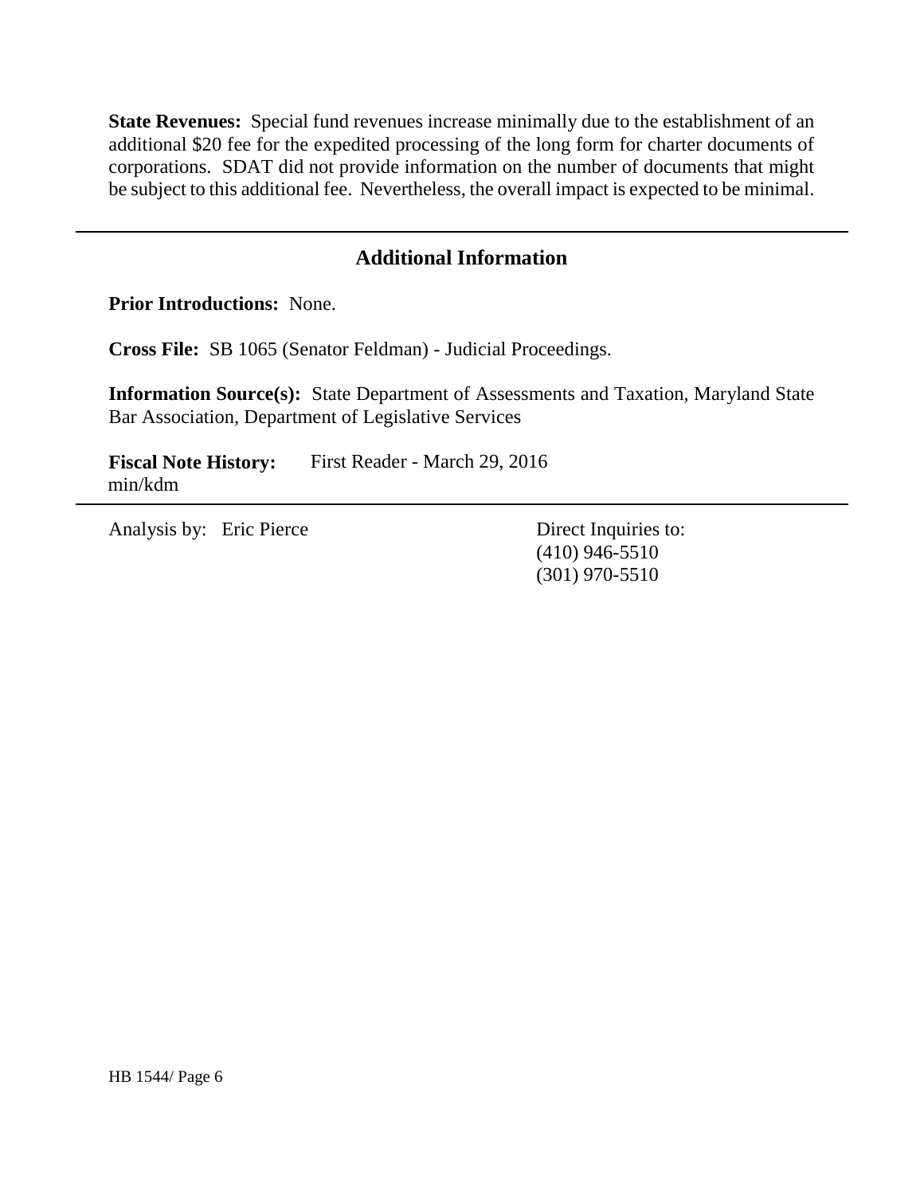**State Revenues:** Special fund revenues increase minimally due to the establishment of an additional $20 fee for the expedited processing of the long form for charter documents of corporations. SDAT did not provide information on the number of documents that might be subject to this additional fee. Nevertheless, the overall impact is expected to be minimal.

## Additional Information

**Prior Introductions:** None.

**Cross File:** SB 1065 (Senator Feldman) - Judicial Proceedings.

**Information Source(s):** State Department of Assessments and Taxation, Maryland State Bar Association, Department of Legislative Services

**Fiscal Note History:** First Reader - March 29, 2016
min/kdm

Analysis by: Eric Pierce

Direct Inquiries to:
(410) 946-5510
(301) 970-5510